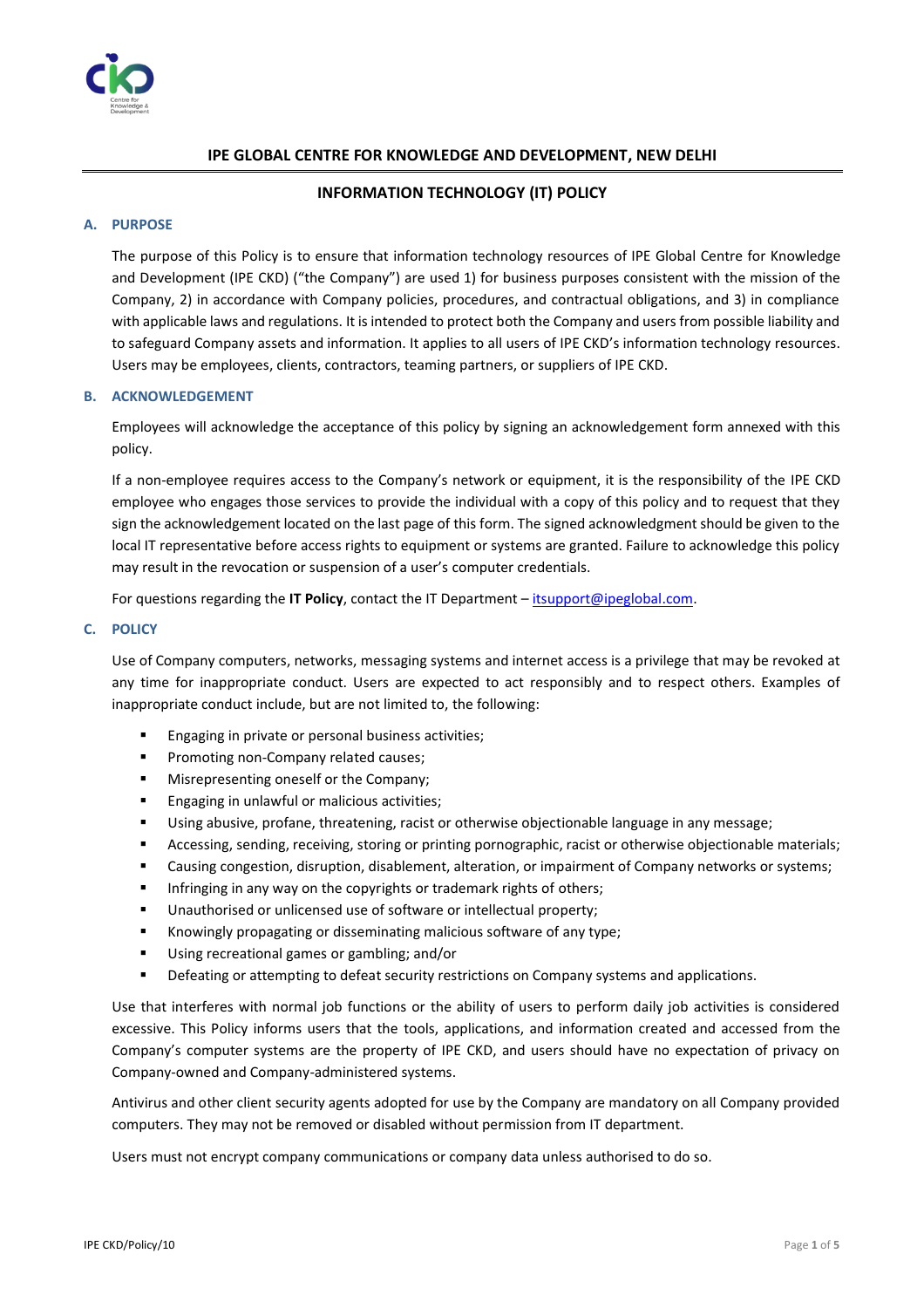# IPE GLOBAL CENTRE FOR KNOWLEDGE AND DEVELOPMENT, NEW DELHI

## INFORMATION TECHNOLOGY (IT) POLICY

### A. PURPOSE

The purpose of this Policy is to ensure that information technology resources of IPE Global Centre for Knowledge and Development (IPE CKD) ("the Company") are used 1) for business purposes consistent with the mission of the Company, 2) in accordance with Company policies, procedures, and contractual obligations, and 3) in compliance with applicable laws and regulations. It is intended to protect both the Company and users from possible liability and to safeguard Company assets and information. It applies to all users of IPE CKD's information technology resources. Users may be employees, clients, contractors, teaming partners, or suppliers of IPE CKD.

### B. ACKNOWLEDGEMENT

Employees will acknowledge the acceptance of this policy by signing an acknowledgement form annexed with this policy.

If a non-employee requires access to the Company's network or equipment, it is the responsibility of the IPE CKD employee who engages those services to provide the individual with a copy of this policy and to request that they sign the acknowledgement located on the last page of this form. The signed acknowledgment should be given to the local IT representative before access rights to equipment or systems are granted. Failure to acknowledge this policy may result in the revocation or suspension of a user's computer credentials.

For questions regarding the **IT Policy**, contact the IT Department – itsupport@ipeglobal.com.

### C. POLICY

Use of Company computers, networks, messaging systems and internet access is a privilege that may be revoked at any time for inappropriate conduct. Users are expected to act responsibly and to respect others. Examples of inappropriate conduct include, but are not limited to, the following:

- Engaging in private or personal business activities;
- Promoting non-Company related causes;
- Misrepresenting oneself or the Company;
- Engaging in unlawful or malicious activities;
- Using abusive, profane, threatening, racist or otherwise objectionable language in any message;
- Accessing, sending, receiving, storing or printing pornographic, racist or otherwise objectionable materials;
- Causing congestion, disruption, disablement, alteration, or impairment of Company networks or systems;
- Infringing in any way on the copyrights or trademark rights of others;
- Unauthorised or unlicensed use of software or intellectual property;
- Knowingly propagating or disseminating malicious software of any type;
- Using recreational games or gambling; and/or
- Defeating or attempting to defeat security restrictions on Company systems and applications.

Use that interferes with normal job functions or the ability of users to perform daily job activities is considered excessive. This Policy informs users that the tools, applications, and information created and accessed from the Company's computer systems are the property of IPE CKD, and users should have no expectation of privacy on Company-owned and Company-administered systems.

Antivirus and other client security agents adopted for use by the Company are mandatory on all Company provided computers. They may not be removed or disabled without permission from IT department.

Users must not encrypt company communications or company data unless authorised to do so.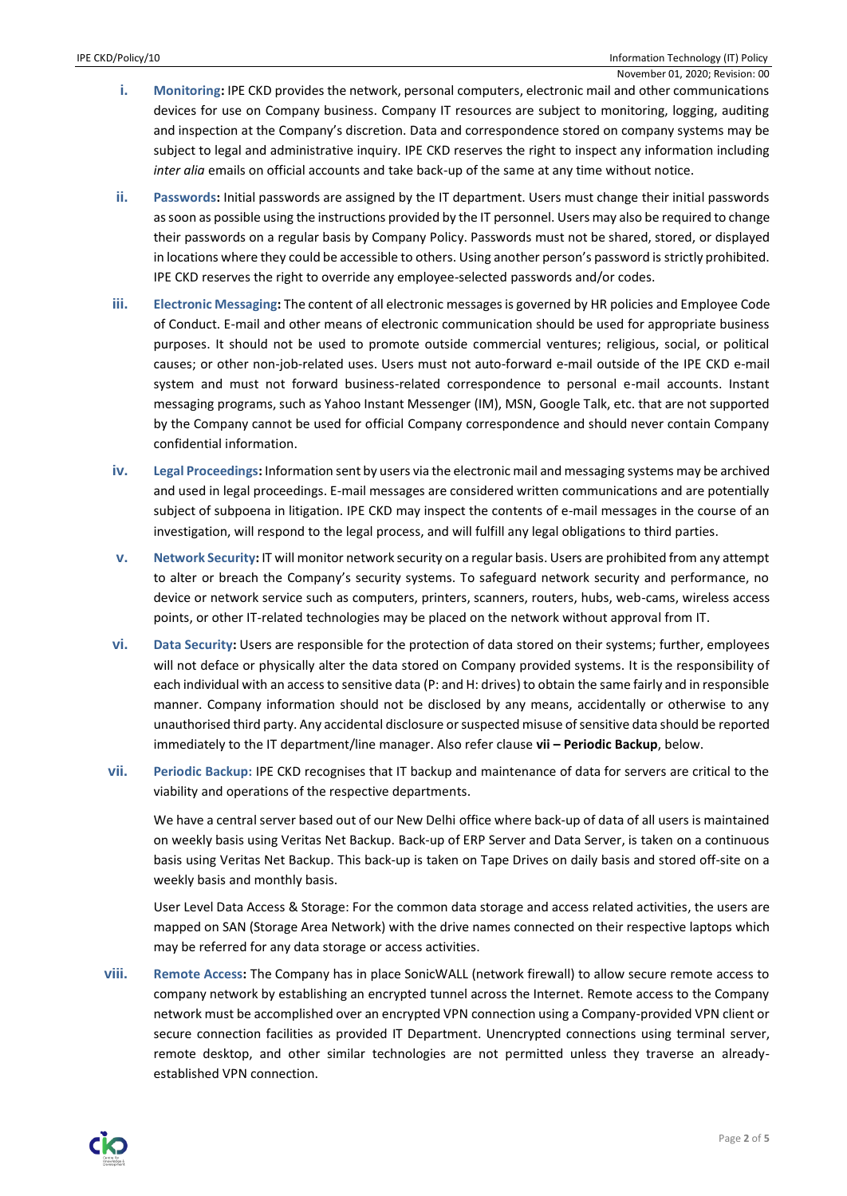i. **Monitoring:** IPE CKD provides the network, personal computers, electronic mail and other communications devices for use on Company business. Company IT resources are subject to monitoring, logging, auditing and inspection at the Company's discretion. Data and correspondence stored on company systems may be subject to legal and administrative inquiry. IPE CKD reserves the right to inspect any information including *inter alia* emails on official accounts and take back-up of the same at any time without notice.

ii. **Passwords:** Initial passwords are assigned by the IT department. Users must change their initial passwords as soon as possible using the instructions provided by the IT personnel. Users may also be required to change their passwords on a regular basis by Company Policy. Passwords must not be shared, stored, or displayed in locations where they could be accessible to others. Using another person's password is strictly prohibited. IPE CKD reserves the right to override any employee-selected passwords and/or codes.

iii. **Electronic Messaging:** The content of all electronic messages is governed by HR policies and Employee Code of Conduct. E-mail and other means of electronic communication should be used for appropriate business purposes. It should not be used to promote outside commercial ventures; religious, social, or political causes; or other non-job-related uses. Users must not auto-forward e-mail outside of the IPE CKD e-mail system and must not forward business-related correspondence to personal e-mail accounts. Instant messaging programs, such as Yahoo Instant Messenger (IM), MSN, Google Talk, etc. that are not supported by the Company cannot be used for official Company correspondence and should never contain Company confidential information.

iv. **Legal Proceedings:** Information sent by users via the electronic mail and messaging systems may be archived and used in legal proceedings. E-mail messages are considered written communications and are potentially subject of subpoena in litigation. IPE CKD may inspect the contents of e-mail messages in the course of an investigation, will respond to the legal process, and will fulfill any legal obligations to third parties.

v. **Network Security:** IT will monitor network security on a regular basis. Users are prohibited from any attempt to alter or breach the Company's security systems. To safeguard network security and performance, no device or network service such as computers, printers, scanners, routers, hubs, web-cams, wireless access points, or other IT-related technologies may be placed on the network without approval from IT.

vi. **Data Security:** Users are responsible for the protection of data stored on their systems; further, employees will not deface or physically alter the data stored on Company provided systems. It is the responsibility of each individual with an access to sensitive data (P: and H: drives) to obtain the same fairly and in responsible manner. Company information should not be disclosed by any means, accidentally or otherwise to any unauthorised third party. Any accidental disclosure or suspected misuse of sensitive data should be reported immediately to the IT department/line manager. Also refer clause **vii – Periodic Backup**, below.

vii. **Periodic Backup:** IPE CKD recognises that IT backup and maintenance of data for servers are critical to the viability and operations of the respective departments.

We have a central server based out of our New Delhi office where back-up of data of all users is maintained on weekly basis using Veritas Net Backup. Back-up of ERP Server and Data Server, is taken on a continuous basis using Veritas Net Backup. This back-up is taken on Tape Drives on daily basis and stored off-site on a weekly basis and monthly basis.

User Level Data Access & Storage: For the common data storage and access related activities, the users are mapped on SAN (Storage Area Network) with the drive names connected on their respective laptops which may be referred for any data storage or access activities.

viii. **Remote Access:** The Company has in place SonicWALL (network firewall) to allow secure remote access to company network by establishing an encrypted tunnel across the Internet. Remote access to the Company network must be accomplished over an encrypted VPN connection using a Company-provided VPN client or secure connection facilities as provided IT Department. Unencrypted connections using terminal server, remote desktop, and other similar technologies are not permitted unless they traverse an already-established VPN connection.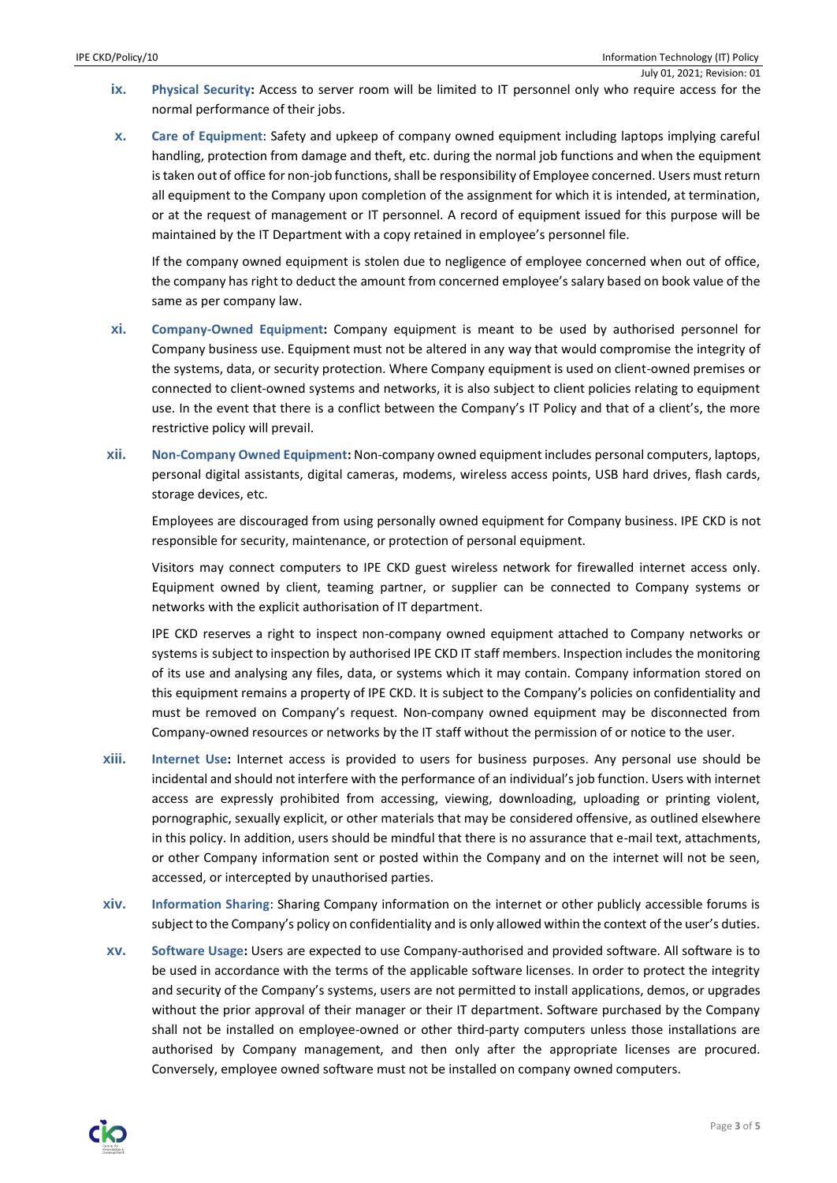ix. **Physical Security:** Access to server room will be limited to IT personnel only who require access for the normal performance of their jobs.

x. **Care of Equipment**: Safety and upkeep of company owned equipment including laptops implying careful handling, protection from damage and theft, etc. during the normal job functions and when the equipment is taken out of office for non-job functions, shall be responsibility of Employee concerned. Users must return all equipment to the Company upon completion of the assignment for which it is intended, at termination, or at the request of management or IT personnel. A record of equipment issued for this purpose will be maintained by the IT Department with a copy retained in employee's personnel file.

   If the company owned equipment is stolen due to negligence of employee concerned when out of office, the company has right to deduct the amount from concerned employee's salary based on book value of the same as per company law.

xi. **Company-Owned Equipment:** Company equipment is meant to be used by authorised personnel for Company business use. Equipment must not be altered in any way that would compromise the integrity of the systems, data, or security protection. Where Company equipment is used on client-owned premises or connected to client-owned systems and networks, it is also subject to client policies relating to equipment use. In the event that there is a conflict between the Company's IT Policy and that of a client's, the more restrictive policy will prevail.

xii. **Non-Company Owned Equipment:** Non-company owned equipment includes personal computers, laptops, personal digital assistants, digital cameras, modems, wireless access points, USB hard drives, flash cards, storage devices, etc.

   Employees are discouraged from using personally owned equipment for Company business. IPE CKD is not responsible for security, maintenance, or protection of personal equipment.

   Visitors may connect computers to IPE CKD guest wireless network for firewalled internet access only. Equipment owned by client, teaming partner, or supplier can be connected to Company systems or networks with the explicit authorisation of IT department.

   IPE CKD reserves a right to inspect non-company owned equipment attached to Company networks or systems is subject to inspection by authorised IPE CKD IT staff members. Inspection includes the monitoring of its use and analysing any files, data, or systems which it may contain. Company information stored on this equipment remains a property of IPE CKD. It is subject to the Company's policies on confidentiality and must be removed on Company's request. Non-company owned equipment may be disconnected from Company-owned resources or networks by the IT staff without the permission of or notice to the user.

xiii. **Internet Use:** Internet access is provided to users for business purposes. Any personal use should be incidental and should not interfere with the performance of an individual's job function. Users with internet access are expressly prohibited from accessing, viewing, downloading, uploading or printing violent, pornographic, sexually explicit, or other materials that may be considered offensive, as outlined elsewhere in this policy. In addition, users should be mindful that there is no assurance that e-mail text, attachments, or other Company information sent or posted within the Company and on the internet will not be seen, accessed, or intercepted by unauthorised parties.

xiv. **Information Sharing**: Sharing Company information on the internet or other publicly accessible forums is subject to the Company's policy on confidentiality and is only allowed within the context of the user's duties.

xv. **Software Usage:** Users are expected to use Company-authorised and provided software. All software is to be used in accordance with the terms of the applicable software licenses. In order to protect the integrity and security of the Company's systems, users are not permitted to install applications, demos, or upgrades without the prior approval of their manager or their IT department. Software purchased by the Company shall not be installed on employee-owned or other third-party computers unless those installations are authorised by Company management, and then only after the appropriate licenses are procured. Conversely, employee owned software must not be installed on company owned computers.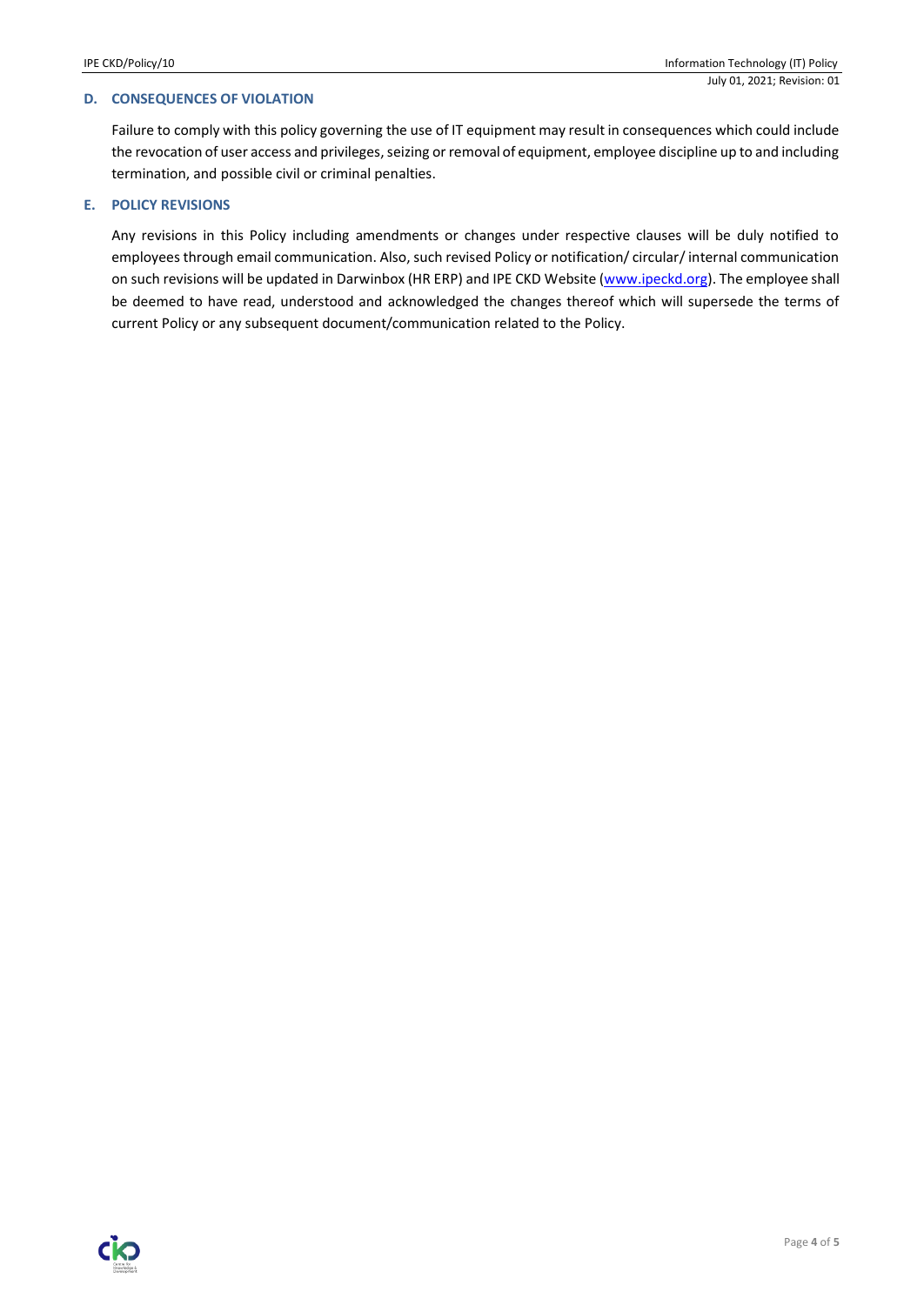## D. CONSEQUENCES OF VIOLATION

Failure to comply with this policy governing the use of IT equipment may result in consequences which could include the revocation of user access and privileges, seizing or removal of equipment, employee discipline up to and including termination, and possible civil or criminal penalties.

## E. POLICY REVISIONS

Any revisions in this Policy including amendments or changes under respective clauses will be duly notified to employees through email communication. Also, such revised Policy or notification/ circular/ internal communication on such revisions will be updated in Darwinbox (HR ERP) and IPE CKD Website (www.ipeckd.org). The employee shall be deemed to have read, understood and acknowledged the changes thereof which will supersede the terms of current Policy or any subsequent document/communication related to the Policy.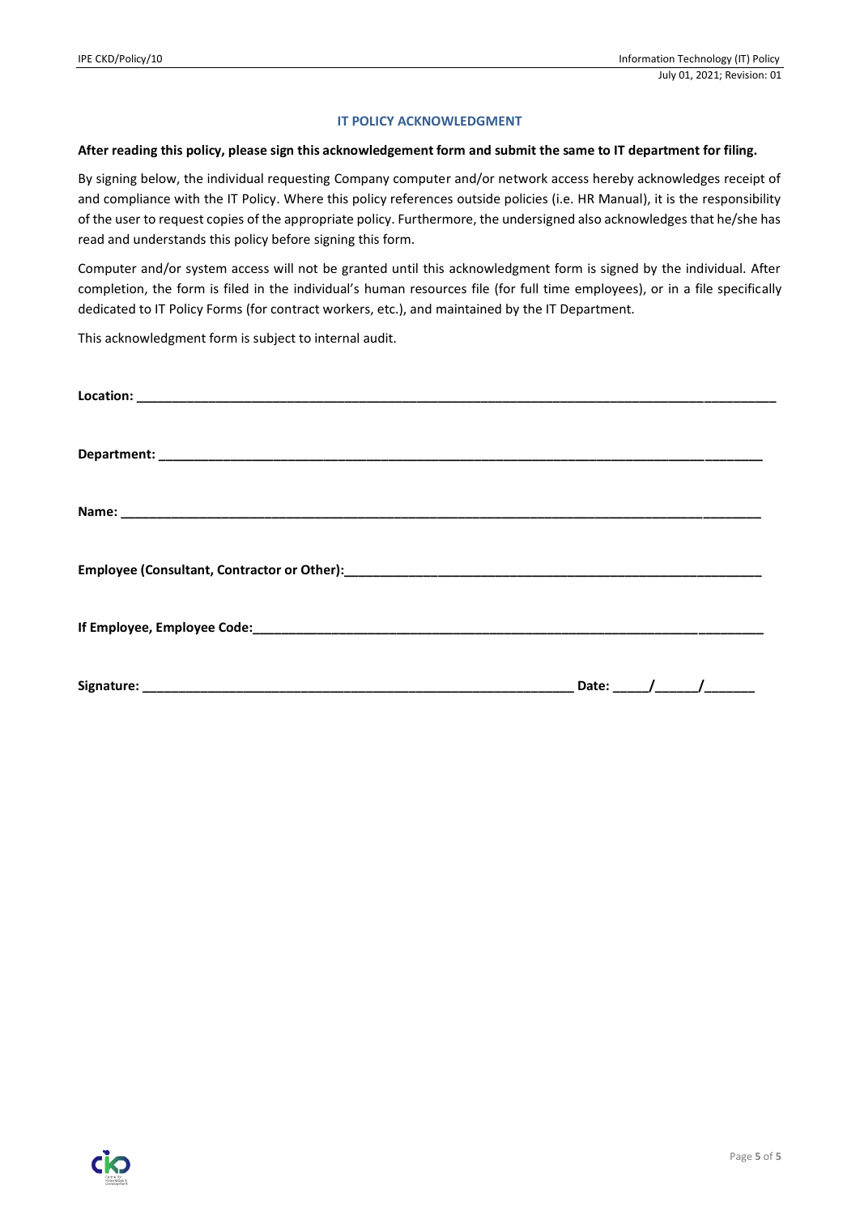## IT POLICY ACKNOWLEDGMENT

**After reading this policy, please sign this acknowledgement form and submit the same to IT department for filing.**

By signing below, the individual requesting Company computer and/or network access hereby acknowledges receipt of and compliance with the IT Policy. Where this policy references outside policies (i.e. HR Manual), it is the responsibility of the user to request copies of the appropriate policy. Furthermore, the undersigned also acknowledges that he/she has read and understands this policy before signing this form.

Computer and/or system access will not be granted until this acknowledgment form is signed by the individual. After completion, the form is filed in the individual's human resources file (for full time employees), or in a file specifically dedicated to IT Policy Forms (for contract workers, etc.), and maintained by the IT Department.

This acknowledgment form is subject to internal audit.

**Location:** ____________________________________________________________________________

**Department:** __________________________________________________________________________

**Name:** _______________________________________________________________________________

**Employee (Consultant, Contractor or Other):**_______________________________________________

**If Employee, Employee Code:**______________________________________________________________

**Signature:** _________________________________________________ **Date:** _____/______/_______